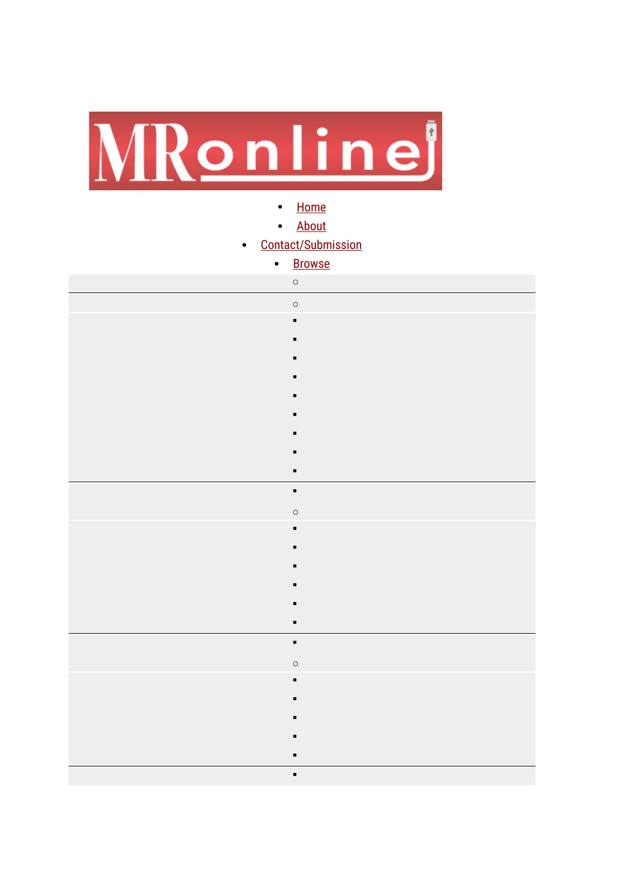MRonline

- [Home]
- [About]
- [Contact/Submission]
- [Browse]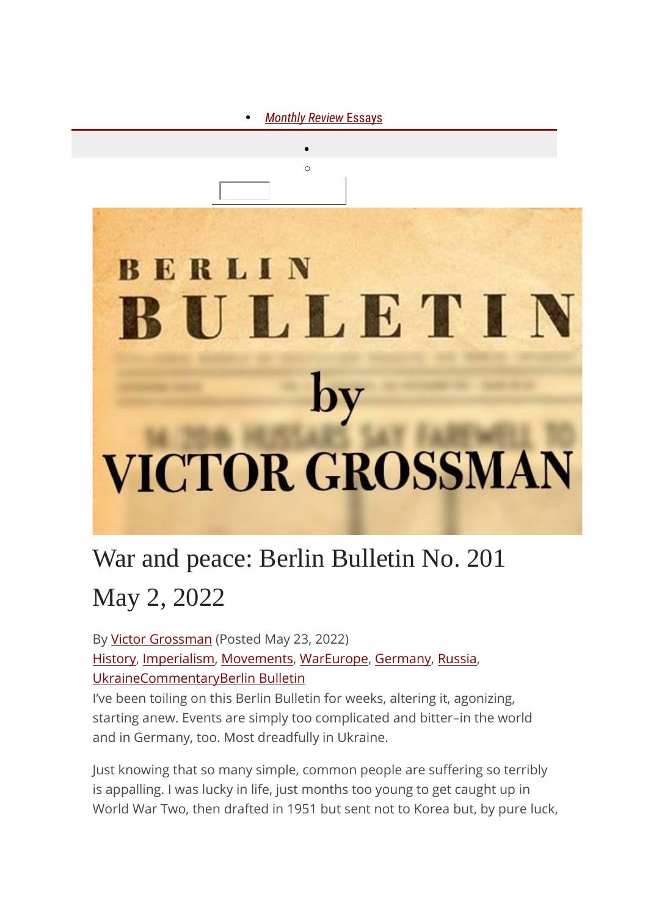- *Monthly Review* Essays

# War and peace: Berlin Bulletin No. 201 May 2, 2022

By Victor Grossman (Posted May 23, 2022)

History, Imperialism, Movements, WarEurope, Germany, Russia, UkraineCommentaryBerlin Bulletin

I've been toiling on this Berlin Bulletin for weeks, altering it, agonizing, starting anew. Events are simply too complicated and bitter–in the world and in Germany, too. Most dreadfully in Ukraine.

Just knowing that so many simple, common people are suffering so terribly is appalling. I was lucky in life, just months too young to get caught up in World War Two, then drafted in 1951 but sent not to Korea but, by pure luck,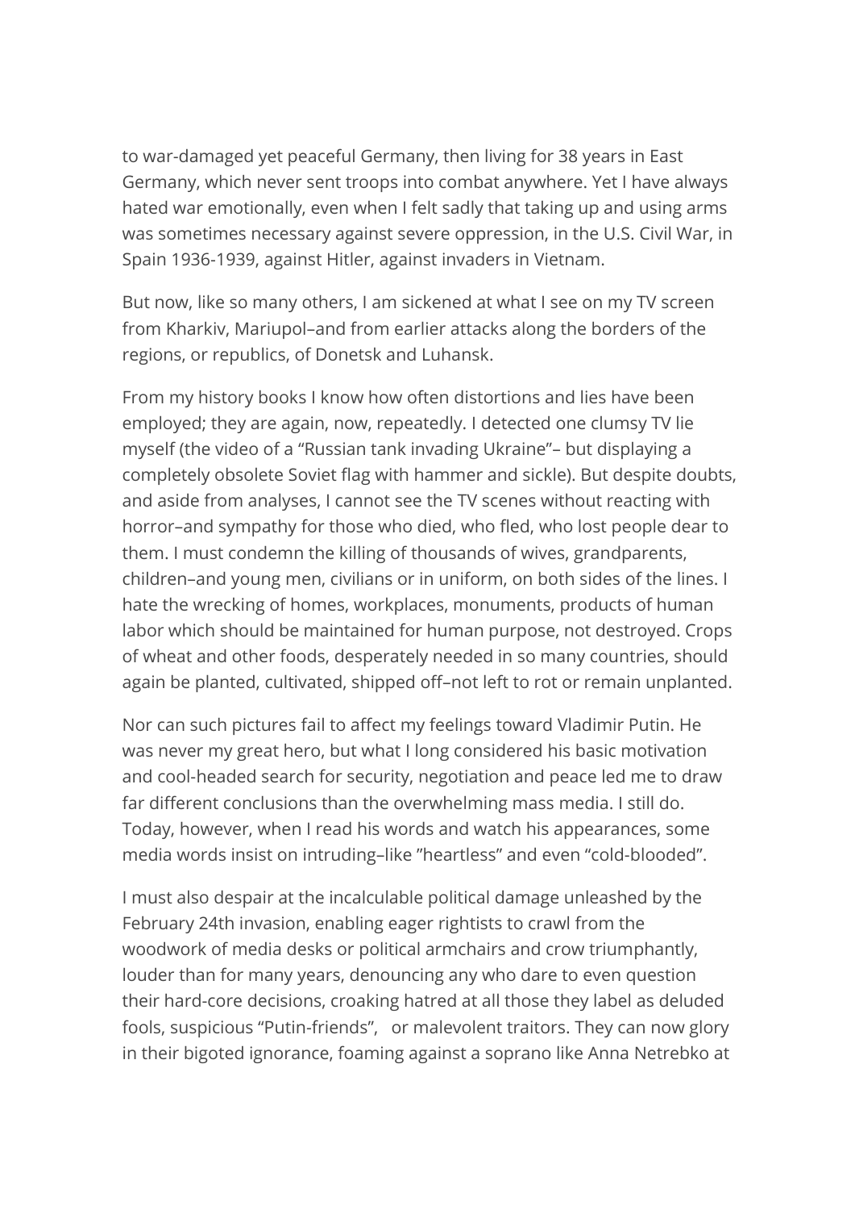to war-damaged yet peaceful Germany, then living for 38 years in East Germany, which never sent troops into combat anywhere. Yet I have always hated war emotionally, even when I felt sadly that taking up and using arms was sometimes necessary against severe oppression, in the U.S. Civil War, in Spain 1936-1939, against Hitler, against invaders in Vietnam.

But now, like so many others, I am sickened at what I see on my TV screen from Kharkiv, Mariupol–and from earlier attacks along the borders of the regions, or republics, of Donetsk and Luhansk.

From my history books I know how often distortions and lies have been employed; they are again, now, repeatedly. I detected one clumsy TV lie myself (the video of a "Russian tank invading Ukraine"– but displaying a completely obsolete Soviet flag with hammer and sickle). But despite doubts, and aside from analyses, I cannot see the TV scenes without reacting with horror–and sympathy for those who died, who fled, who lost people dear to them. I must condemn the killing of thousands of wives, grandparents, children–and young men, civilians or in uniform, on both sides of the lines. I hate the wrecking of homes, workplaces, monuments, products of human labor which should be maintained for human purpose, not destroyed. Crops of wheat and other foods, desperately needed in so many countries, should again be planted, cultivated, shipped off–not left to rot or remain unplanted.

Nor can such pictures fail to affect my feelings toward Vladimir Putin. He was never my great hero, but what I long considered his basic motivation and cool-headed search for security, negotiation and peace led me to draw far different conclusions than the overwhelming mass media. I still do. Today, however, when I read his words and watch his appearances, some media words insist on intruding–like "heartless" and even "cold-blooded".

I must also despair at the incalculable political damage unleashed by the February 24th invasion, enabling eager rightists to crawl from the woodwork of media desks or political armchairs and crow triumphantly, louder than for many years, denouncing any who dare to even question their hard-core decisions, croaking hatred at all those they label as deluded fools, suspicious "Putin-friends", or malevolent traitors. They can now glory in their bigoted ignorance, foaming against a soprano like Anna Netrebko at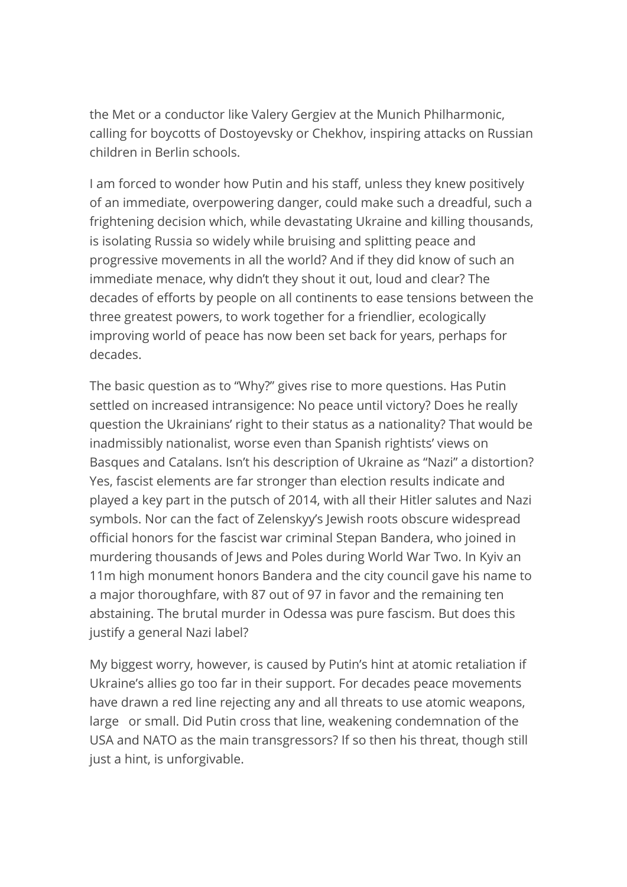the Met or a conductor like Valery Gergiev at the Munich Philharmonic, calling for boycotts of Dostoyevsky or Chekhov, inspiring attacks on Russian children in Berlin schools.

I am forced to wonder how Putin and his staff, unless they knew positively of an immediate, overpowering danger, could make such a dreadful, such a frightening decision which, while devastating Ukraine and killing thousands, is isolating Russia so widely while bruising and splitting peace and progressive movements in all the world? And if they did know of such an immediate menace, why didn't they shout it out, loud and clear? The decades of efforts by people on all continents to ease tensions between the three greatest powers, to work together for a friendlier, ecologically improving world of peace has now been set back for years, perhaps for decades.

The basic question as to "Why?" gives rise to more questions. Has Putin settled on increased intransigence: No peace until victory? Does he really question the Ukrainians' right to their status as a nationality? That would be inadmissibly nationalist, worse even than Spanish rightists' views on Basques and Catalans. Isn't his description of Ukraine as "Nazi" a distortion? Yes, fascist elements are far stronger than election results indicate and played a key part in the putsch of 2014, with all their Hitler salutes and Nazi symbols. Nor can the fact of Zelenskyy's Jewish roots obscure widespread official honors for the fascist war criminal Stepan Bandera, who joined in murdering thousands of Jews and Poles during World War Two. In Kyiv an 11m high monument honors Bandera and the city council gave his name to a major thoroughfare, with 87 out of 97 in favor and the remaining ten abstaining. The brutal murder in Odessa was pure fascism. But does this justify a general Nazi label?

My biggest worry, however, is caused by Putin's hint at atomic retaliation if Ukraine's allies go too far in their support. For decades peace movements have drawn a red line rejecting any and all threats to use atomic weapons, large or small. Did Putin cross that line, weakening condemnation of the USA and NATO as the main transgressors? If so then his threat, though still just a hint, is unforgivable.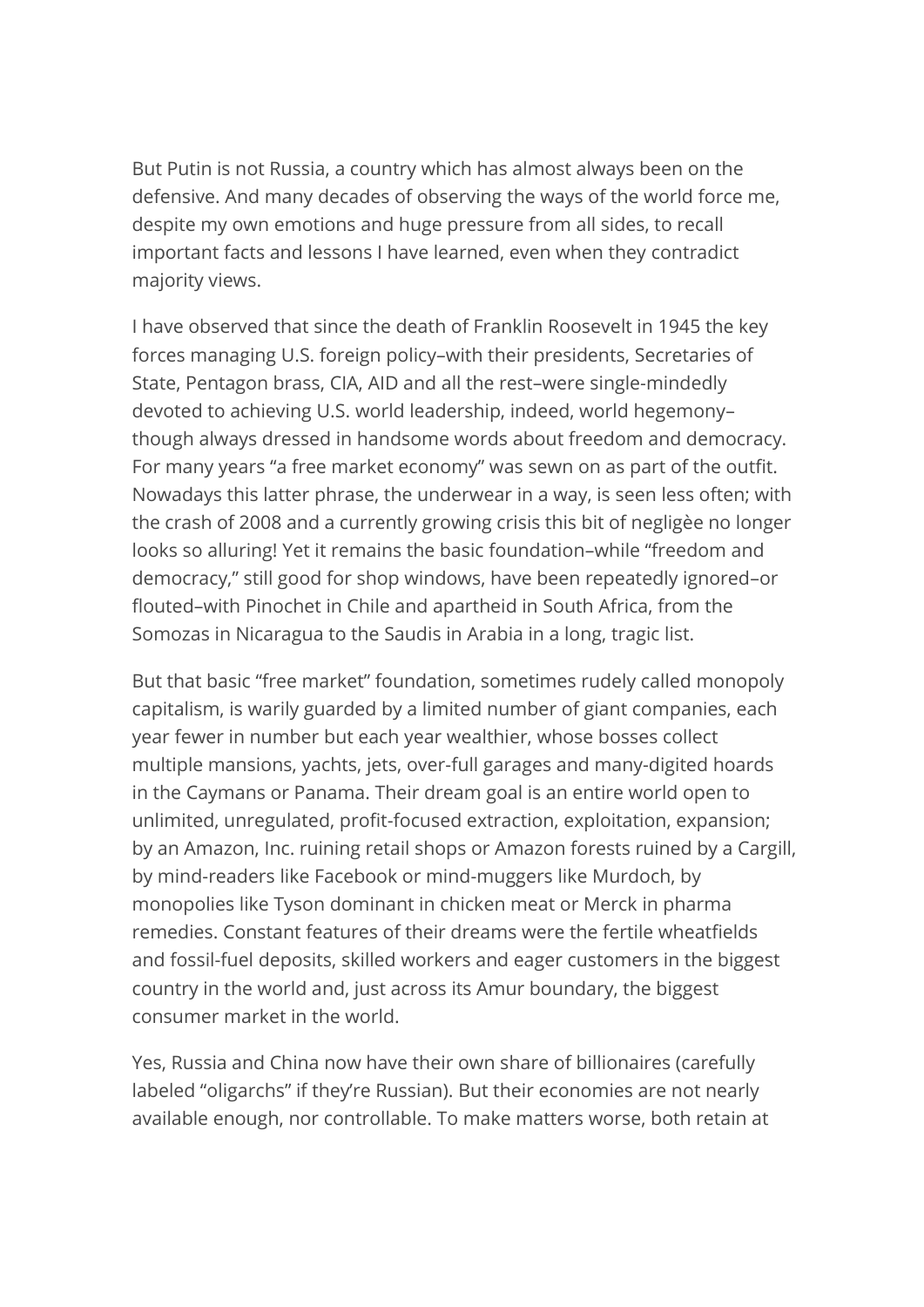But Putin is not Russia, a country which has almost always been on the defensive. And many decades of observing the ways of the world force me, despite my own emotions and huge pressure from all sides, to recall important facts and lessons I have learned, even when they contradict majority views.

I have observed that since the death of Franklin Roosevelt in 1945 the key forces managing U.S. foreign policy–with their presidents, Secretaries of State, Pentagon brass, CIA, AID and all the rest–were single-mindedly devoted to achieving U.S. world leadership, indeed, world hegemony–though always dressed in handsome words about freedom and democracy. For many years "a free market economy" was sewn on as part of the outfit. Nowadays this latter phrase, the underwear in a way, is seen less often; with the crash of 2008 and a currently growing crisis this bit of negligèe no longer looks so alluring! Yet it remains the basic foundation–while "freedom and democracy," still good for shop windows, have been repeatedly ignored–or flouted–with Pinochet in Chile and apartheid in South Africa, from the Somozas in Nicaragua to the Saudis in Arabia in a long, tragic list.

But that basic "free market" foundation, sometimes rudely called monopoly capitalism, is warily guarded by a limited number of giant companies, each year fewer in number but each year wealthier, whose bosses collect multiple mansions, yachts, jets, over-full garages and many-digited hoards in the Caymans or Panama. Their dream goal is an entire world open to unlimited, unregulated, profit-focused extraction, exploitation, expansion; by an Amazon, Inc. ruining retail shops or Amazon forests ruined by a Cargill, by mind-readers like Facebook or mind-muggers like Murdoch, by monopolies like Tyson dominant in chicken meat or Merck in pharma remedies. Constant features of their dreams were the fertile wheatfields and fossil-fuel deposits, skilled workers and eager customers in the biggest country in the world and, just across its Amur boundary, the biggest consumer market in the world.

Yes, Russia and China now have their own share of billionaires (carefully labeled "oligarchs" if they're Russian). But their economies are not nearly available enough, nor controllable. To make matters worse, both retain at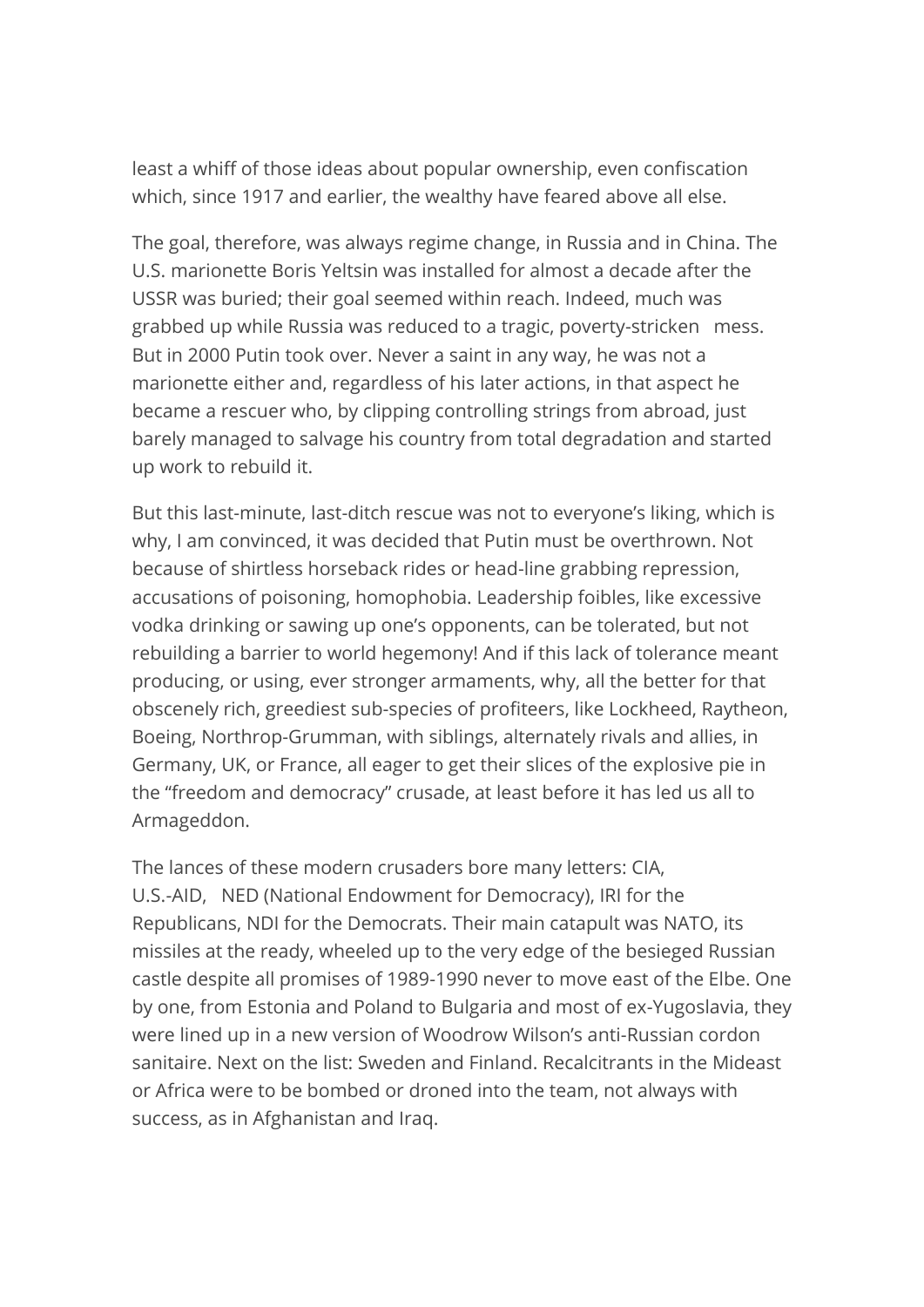least a whiff of those ideas about popular ownership, even confiscation which, since 1917 and earlier, the wealthy have feared above all else.

The goal, therefore, was always regime change, in Russia and in China. The U.S. marionette Boris Yeltsin was installed for almost a decade after the USSR was buried; their goal seemed within reach. Indeed, much was grabbed up while Russia was reduced to a tragic, poverty-stricken mess. But in 2000 Putin took over. Never a saint in any way, he was not a marionette either and, regardless of his later actions, in that aspect he became a rescuer who, by clipping controlling strings from abroad, just barely managed to salvage his country from total degradation and started up work to rebuild it.

But this last-minute, last-ditch rescue was not to everyone's liking, which is why, I am convinced, it was decided that Putin must be overthrown. Not because of shirtless horseback rides or head-line grabbing repression, accusations of poisoning, homophobia. Leadership foibles, like excessive vodka drinking or sawing up one's opponents, can be tolerated, but not rebuilding a barrier to world hegemony! And if this lack of tolerance meant producing, or using, ever stronger armaments, why, all the better for that obscenely rich, greediest sub-species of profiteers, like Lockheed, Raytheon, Boeing, Northrop-Grumman, with siblings, alternately rivals and allies, in Germany, UK, or France, all eager to get their slices of the explosive pie in the "freedom and democracy" crusade, at least before it has led us all to Armageddon.

The lances of these modern crusaders bore many letters: CIA, U.S.-AID, NED (National Endowment for Democracy), IRI for the Republicans, NDI for the Democrats. Their main catapult was NATO, its missiles at the ready, wheeled up to the very edge of the besieged Russian castle despite all promises of 1989-1990 never to move east of the Elbe. One by one, from Estonia and Poland to Bulgaria and most of ex-Yugoslavia, they were lined up in a new version of Woodrow Wilson's anti-Russian cordon sanitaire. Next on the list: Sweden and Finland. Recalcitrants in the Mideast or Africa were to be bombed or droned into the team, not always with success, as in Afghanistan and Iraq.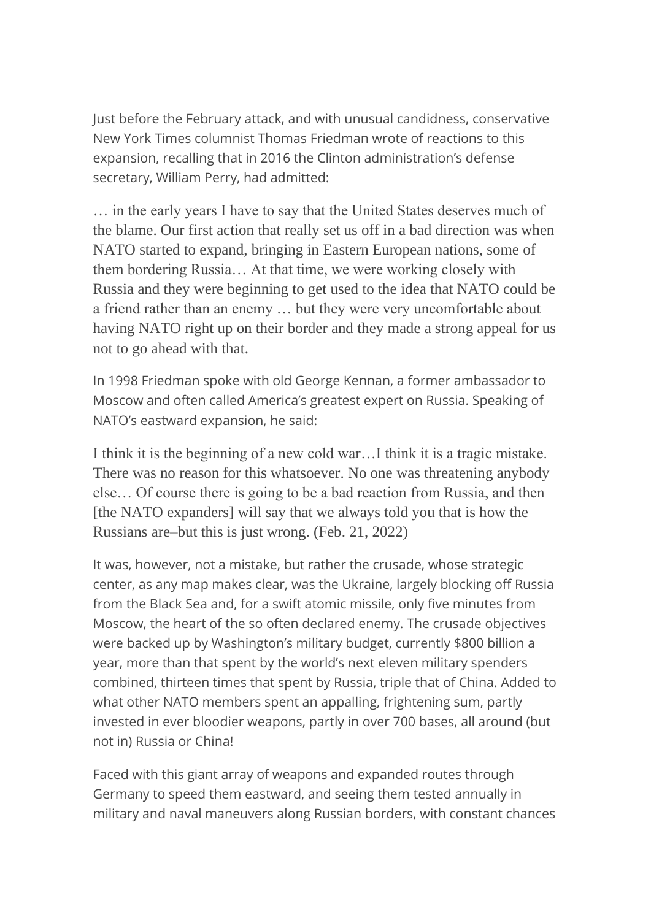Just before the February attack, and with unusual candidness, conservative New York Times columnist Thomas Friedman wrote of reactions to this expansion, recalling that in 2016 the Clinton administration's defense secretary, William Perry, had admitted:

> … in the early years I have to say that the United States deserves much of the blame. Our first action that really set us off in a bad direction was when NATO started to expand, bringing in Eastern European nations, some of them bordering Russia… At that time, we were working closely with Russia and they were beginning to get used to the idea that NATO could be a friend rather than an enemy … but they were very uncomfortable about having NATO right up on their border and they made a strong appeal for us not to go ahead with that.

In 1998 Friedman spoke with old George Kennan, a former ambassador to Moscow and often called America's greatest expert on Russia. Speaking of NATO's eastward expansion, he said:

> I think it is the beginning of a new cold war…I think it is a tragic mistake. There was no reason for this whatsoever. No one was threatening anybody else… Of course there is going to be a bad reaction from Russia, and then [the NATO expanders] will say that we always told you that is how the Russians are–but this is just wrong. (Feb. 21, 2022)

It was, however, not a mistake, but rather the crusade, whose strategic center, as any map makes clear, was the Ukraine, largely blocking off Russia from the Black Sea and, for a swift atomic missile, only five minutes from Moscow, the heart of the so often declared enemy. The crusade objectives were backed up by Washington's military budget, currently $800 billion a year, more than that spent by the world's next eleven military spenders combined, thirteen times that spent by Russia, triple that of China. Added to what other NATO members spent an appalling, frightening sum, partly invested in ever bloodier weapons, partly in over 700 bases, all around (but not in) Russia or China!

Faced with this giant array of weapons and expanded routes through Germany to speed them eastward, and seeing them tested annually in military and naval maneuvers along Russian borders, with constant chances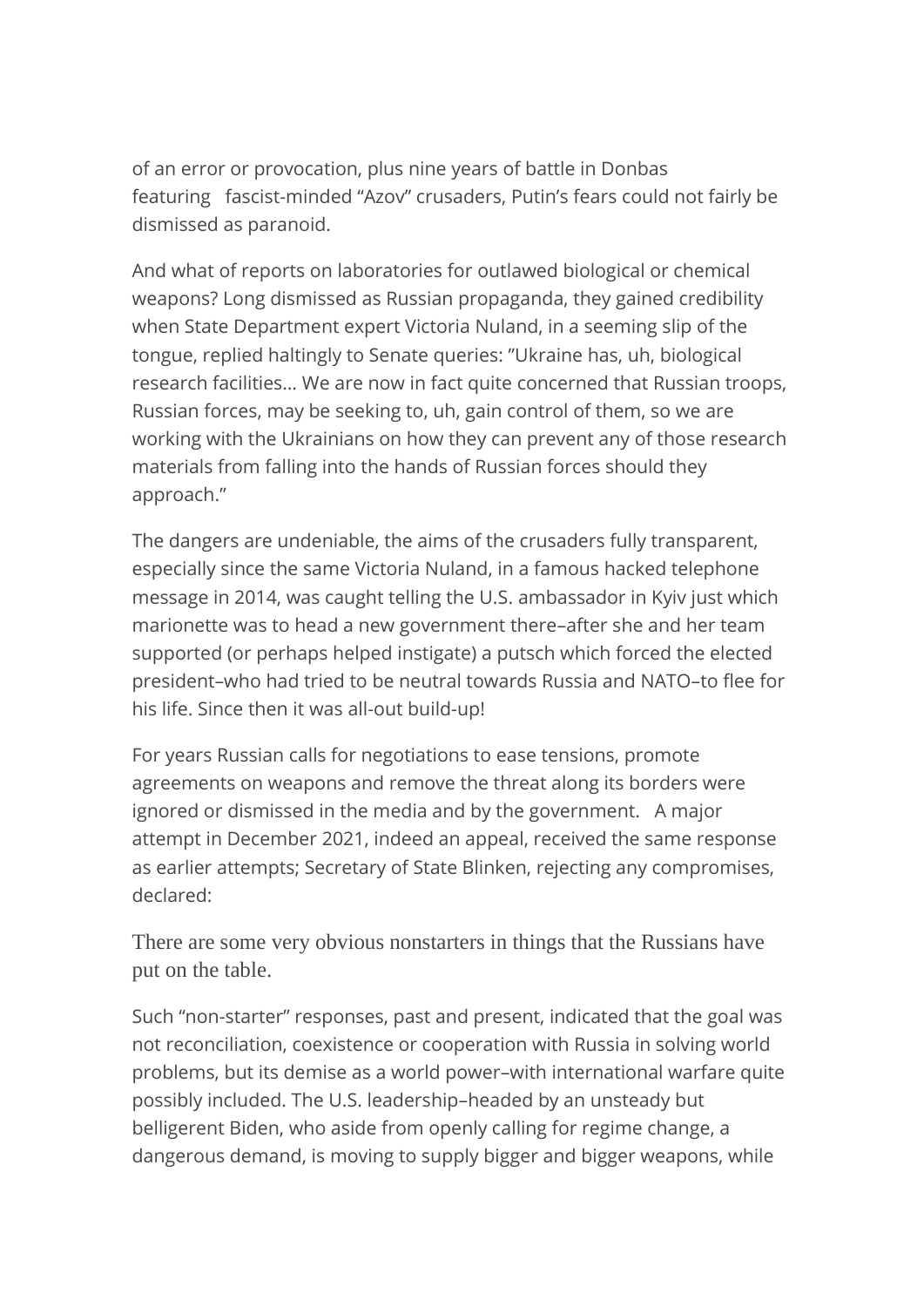of an error or provocation, plus nine years of battle in Donbas featuring fascist-minded “Azov” crusaders, Putin’s fears could not fairly be dismissed as paranoid.

And what of reports on laboratories for outlawed biological or chemical weapons? Long dismissed as Russian propaganda, they gained credibility when State Department expert Victoria Nuland, in a seeming slip of the tongue, replied haltingly to Senate queries: ”Ukraine has, uh, biological research facilities… We are now in fact quite concerned that Russian troops, Russian forces, may be seeking to, uh, gain control of them, so we are working with the Ukrainians on how they can prevent any of those research materials from falling into the hands of Russian forces should they approach.”

The dangers are undeniable, the aims of the crusaders fully transparent, especially since the same Victoria Nuland, in a famous hacked telephone message in 2014, was caught telling the U.S. ambassador in Kyiv just which marionette was to head a new government there–after she and her team supported (or perhaps helped instigate) a putsch which forced the elected president–who had tried to be neutral towards Russia and NATO–to flee for his life. Since then it was all-out build-up!

For years Russian calls for negotiations to ease tensions, promote agreements on weapons and remove the threat along its borders were ignored or dismissed in the media and by the government. A major attempt in December 2021, indeed an appeal, received the same response as earlier attempts; Secretary of State Blinken, rejecting any compromises, declared:

> There are some very obvious nonstarters in things that the Russians have put on the table.

Such “non-starter” responses, past and present, indicated that the goal was not reconciliation, coexistence or cooperation with Russia in solving world problems, but its demise as a world power–with international warfare quite possibly included. The U.S. leadership–headed by an unsteady but belligerent Biden, who aside from openly calling for regime change, a dangerous demand, is moving to supply bigger and bigger weapons, while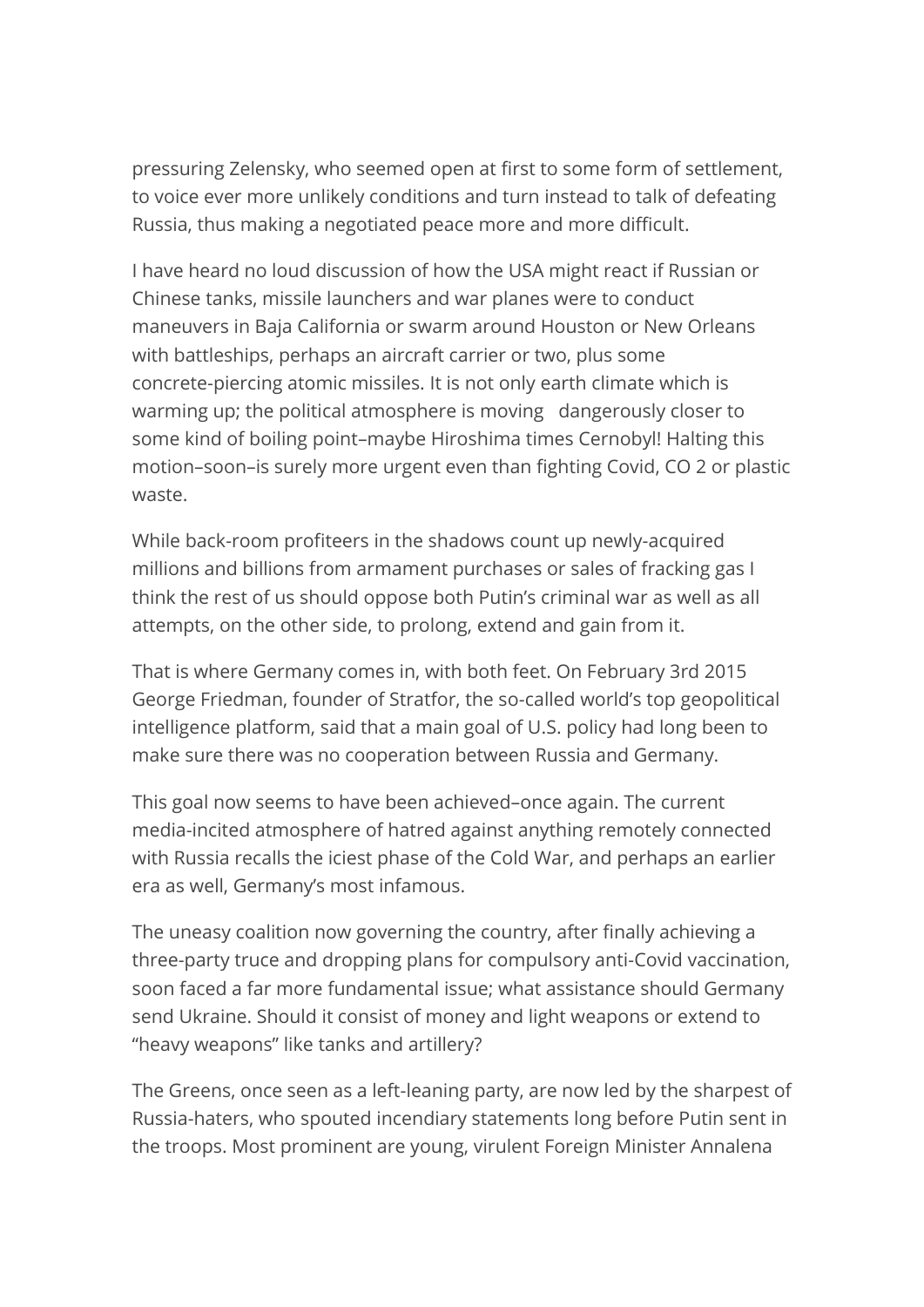pressuring Zelensky, who seemed open at first to some form of settlement, to voice ever more unlikely conditions and turn instead to talk of defeating Russia, thus making a negotiated peace more and more difficult.

I have heard no loud discussion of how the USA might react if Russian or Chinese tanks, missile launchers and war planes were to conduct maneuvers in Baja California or swarm around Houston or New Orleans with battleships, perhaps an aircraft carrier or two, plus some concrete-piercing atomic missiles. It is not only earth climate which is warming up; the political atmosphere is moving dangerously closer to some kind of boiling point–maybe Hiroshima times Cernobyl! Halting this motion–soon–is surely more urgent even than fighting Covid, $CO_2$ or plastic waste.

While back-room profiteers in the shadows count up newly-acquired millions and billions from armament purchases or sales of fracking gas I think the rest of us should oppose both Putin's criminal war as well as all attempts, on the other side, to prolong, extend and gain from it.

That is where Germany comes in, with both feet. On February 3rd 2015 George Friedman, founder of Stratfor, the so-called world's top geopolitical intelligence platform, said that a main goal of U.S. policy had long been to make sure there was no cooperation between Russia and Germany.

This goal now seems to have been achieved–once again. The current media-incited atmosphere of hatred against anything remotely connected with Russia recalls the iciest phase of the Cold War, and perhaps an earlier era as well, Germany's most infamous.

The uneasy coalition now governing the country, after finally achieving a three-party truce and dropping plans for compulsory anti-Covid vaccination, soon faced a far more fundamental issue; what assistance should Germany send Ukraine. Should it consist of money and light weapons or extend to "heavy weapons" like tanks and artillery?

The Greens, once seen as a left-leaning party, are now led by the sharpest of Russia-haters, who spouted incendiary statements long before Putin sent in the troops. Most prominent are young, virulent Foreign Minister Annalena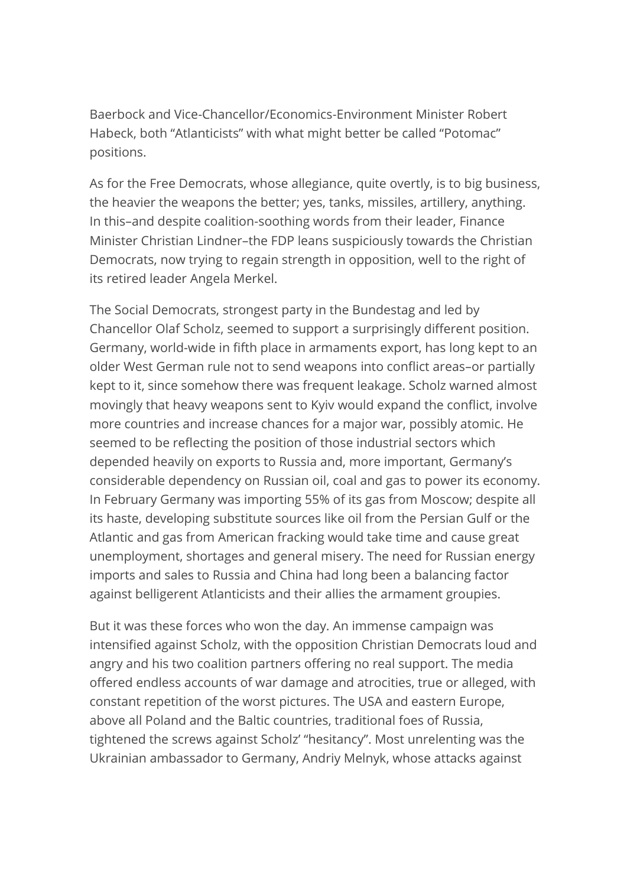Baerbock and Vice-Chancellor/Economics-Environment Minister Robert Habeck, both “Atlanticists” with what might better be called “Potomac” positions.

As for the Free Democrats, whose allegiance, quite overtly, is to big business, the heavier the weapons the better; yes, tanks, missiles, artillery, anything. In this–and despite coalition-soothing words from their leader, Finance Minister Christian Lindner–the FDP leans suspiciously towards the Christian Democrats, now trying to regain strength in opposition, well to the right of its retired leader Angela Merkel.

The Social Democrats, strongest party in the Bundestag and led by Chancellor Olaf Scholz, seemed to support a surprisingly different position. Germany, world-wide in fifth place in armaments export, has long kept to an older West German rule not to send weapons into conflict areas–or partially kept to it, since somehow there was frequent leakage. Scholz warned almost movingly that heavy weapons sent to Kyiv would expand the conflict, involve more countries and increase chances for a major war, possibly atomic. He seemed to be reflecting the position of those industrial sectors which depended heavily on exports to Russia and, more important, Germany’s considerable dependency on Russian oil, coal and gas to power its economy. In February Germany was importing 55% of its gas from Moscow; despite all its haste, developing substitute sources like oil from the Persian Gulf or the Atlantic and gas from American fracking would take time and cause great unemployment, shortages and general misery. The need for Russian energy imports and sales to Russia and China had long been a balancing factor against belligerent Atlanticists and their allies the armament groupies.

But it was these forces who won the day. An immense campaign was intensified against Scholz, with the opposition Christian Democrats loud and angry and his two coalition partners offering no real support. The media offered endless accounts of war damage and atrocities, true or alleged, with constant repetition of the worst pictures. The USA and eastern Europe, above all Poland and the Baltic countries, traditional foes of Russia, tightened the screws against Scholz’ “hesitancy”. Most unrelenting was the Ukrainian ambassador to Germany, Andriy Melnyk, whose attacks against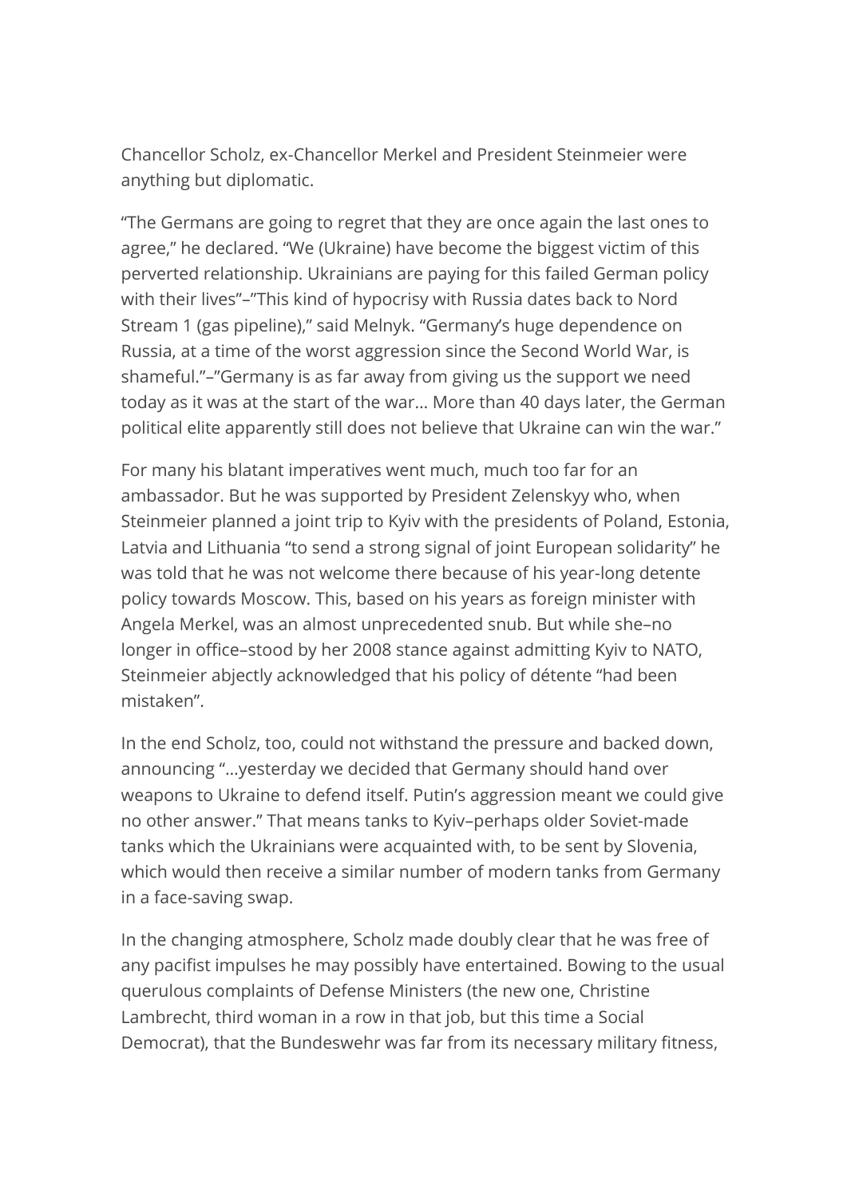Chancellor Scholz, ex-Chancellor Merkel and President Steinmeier were anything but diplomatic.

“The Germans are going to regret that they are once again the last ones to agree,” he declared. “We (Ukraine) have become the biggest victim of this perverted relationship. Ukrainians are paying for this failed German policy with their lives”–”This kind of hypocrisy with Russia dates back to Nord Stream 1 (gas pipeline),” said Melnyk. “Germany’s huge dependence on Russia, at a time of the worst aggression since the Second World War, is shameful.”–”Germany is as far away from giving us the support we need today as it was at the start of the war… More than 40 days later, the German political elite apparently still does not believe that Ukraine can win the war.”

For many his blatant imperatives went much, much too far for an ambassador. But he was supported by President Zelenskyy who, when Steinmeier planned a joint trip to Kyiv with the presidents of Poland, Estonia, Latvia and Lithuania “to send a strong signal of joint European solidarity” he was told that he was not welcome there because of his year-long detente policy towards Moscow. This, based on his years as foreign minister with Angela Merkel, was an almost unprecedented snub. But while she–no longer in office–stood by her 2008 stance against admitting Kyiv to NATO, Steinmeier abjectly acknowledged that his policy of détente “had been mistaken”.

In the end Scholz, too, could not withstand the pressure and backed down, announcing “…yesterday we decided that Germany should hand over weapons to Ukraine to defend itself. Putin’s aggression meant we could give no other answer.” That means tanks to Kyiv–perhaps older Soviet-made tanks which the Ukrainians were acquainted with, to be sent by Slovenia, which would then receive a similar number of modern tanks from Germany in a face-saving swap.

In the changing atmosphere, Scholz made doubly clear that he was free of any pacifist impulses he may possibly have entertained. Bowing to the usual querulous complaints of Defense Ministers (the new one, Christine Lambrecht, third woman in a row in that job, but this time a Social Democrat), that the Bundeswehr was far from its necessary military fitness,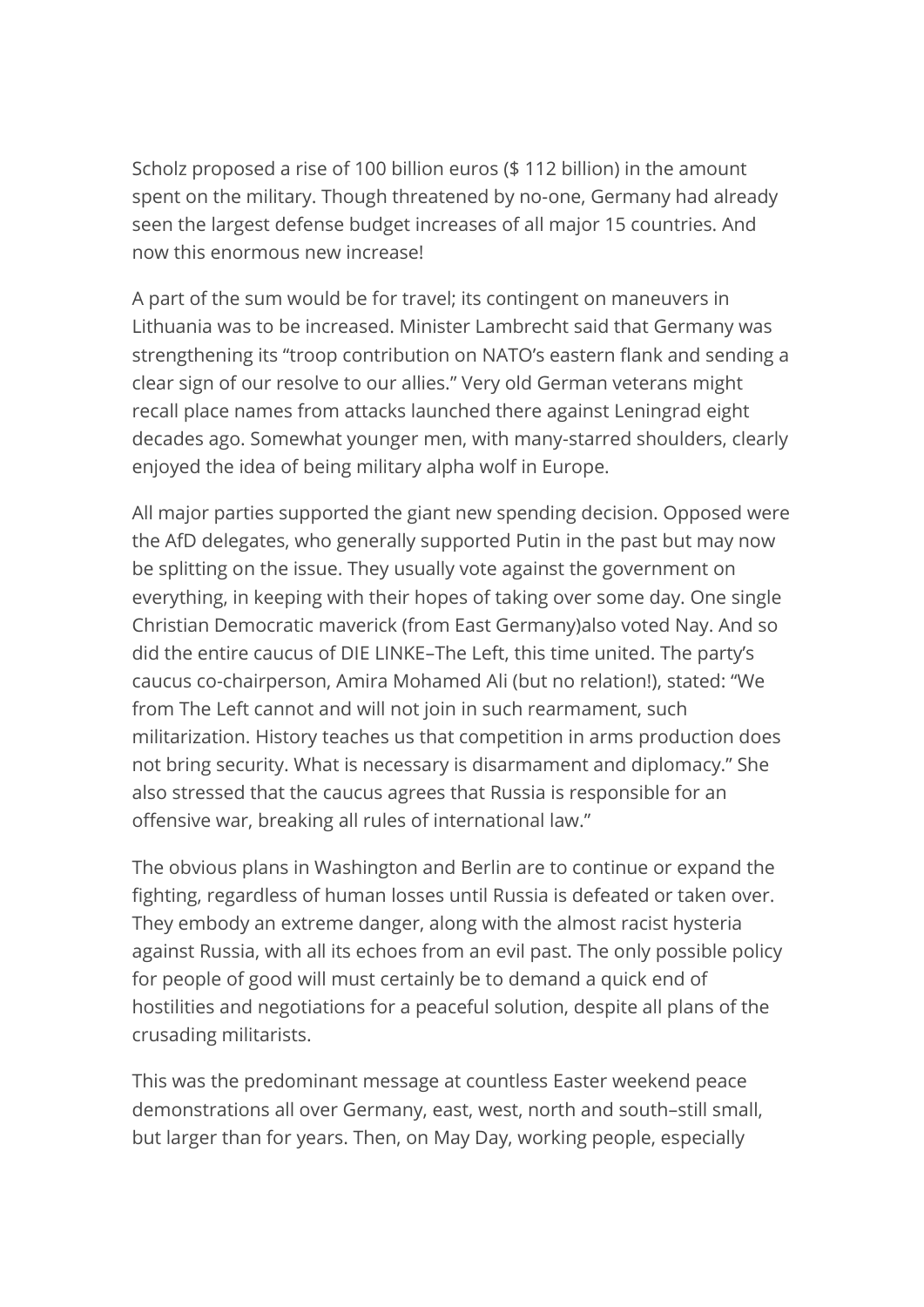Scholz proposed a rise of 100 billion euros ($ 112 billion) in the amount spent on the military. Though threatened by no-one, Germany had already seen the largest defense budget increases of all major 15 countries. And now this enormous new increase!

A part of the sum would be for travel; its contingent on maneuvers in Lithuania was to be increased. Minister Lambrecht said that Germany was strengthening its "troop contribution on NATO's eastern flank and sending a clear sign of our resolve to our allies." Very old German veterans might recall place names from attacks launched there against Leningrad eight decades ago. Somewhat younger men, with many-starred shoulders, clearly enjoyed the idea of being military alpha wolf in Europe.

All major parties supported the giant new spending decision. Opposed were the AfD delegates, who generally supported Putin in the past but may now be splitting on the issue. They usually vote against the government on everything, in keeping with their hopes of taking over some day. One single Christian Democratic maverick (from East Germany)also voted Nay. And so did the entire caucus of DIE LINKE–The Left, this time united. The party's caucus co-chairperson, Amira Mohamed Ali (but no relation!), stated: "We from The Left cannot and will not join in such rearmament, such militarization. History teaches us that competition in arms production does not bring security. What is necessary is disarmament and diplomacy." She also stressed that the caucus agrees that Russia is responsible for an offensive war, breaking all rules of international law."

The obvious plans in Washington and Berlin are to continue or expand the fighting, regardless of human losses until Russia is defeated or taken over. They embody an extreme danger, along with the almost racist hysteria against Russia, with all its echoes from an evil past. The only possible policy for people of good will must certainly be to demand a quick end of hostilities and negotiations for a peaceful solution, despite all plans of the crusading militarists.

This was the predominant message at countless Easter weekend peace demonstrations all over Germany, east, west, north and south–still small, but larger than for years. Then, on May Day, working people, especially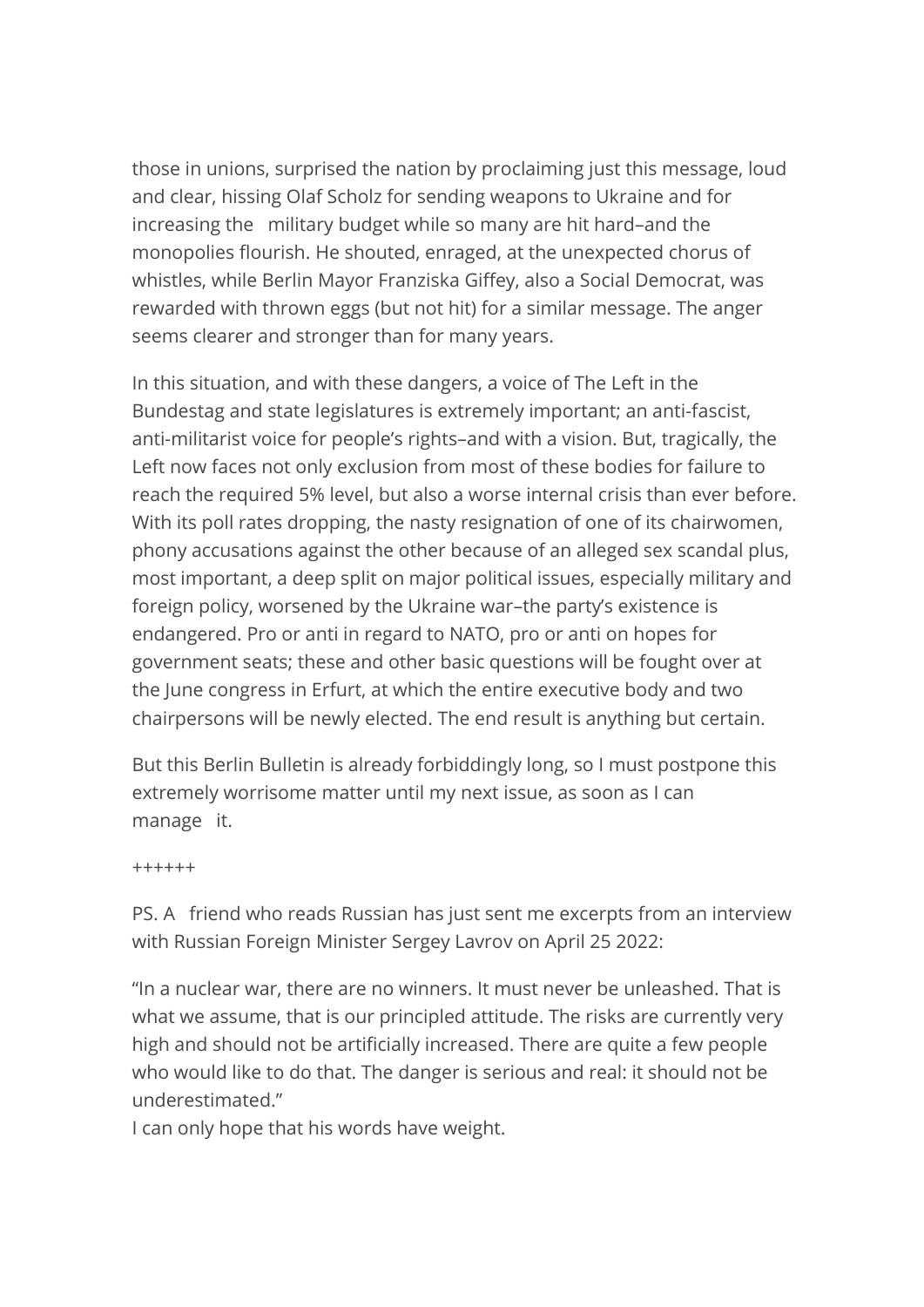those in unions, surprised the nation by proclaiming just this message, loud and clear, hissing Olaf Scholz for sending weapons to Ukraine and for increasing the military budget while so many are hit hard–and the monopolies flourish. He shouted, enraged, at the unexpected chorus of whistles, while Berlin Mayor Franziska Giffey, also a Social Democrat, was rewarded with thrown eggs (but not hit) for a similar message. The anger seems clearer and stronger than for many years.

In this situation, and with these dangers, a voice of The Left in the Bundestag and state legislatures is extremely important; an anti-fascist, anti-militarist voice for people's rights–and with a vision. But, tragically, the Left now faces not only exclusion from most of these bodies for failure to reach the required 5% level, but also a worse internal crisis than ever before. With its poll rates dropping, the nasty resignation of one of its chairwomen, phony accusations against the other because of an alleged sex scandal plus, most important, a deep split on major political issues, especially military and foreign policy, worsened by the Ukraine war–the party's existence is endangered. Pro or anti in regard to NATO, pro or anti on hopes for government seats; these and other basic questions will be fought over at the June congress in Erfurt, at which the entire executive body and two chairpersons will be newly elected. The end result is anything but certain.

But this Berlin Bulletin is already forbiddingly long, so I must postpone this extremely worrisome matter until my next issue, as soon as I can manage it.

++++++

PS. A friend who reads Russian has just sent me excerpts from an interview with Russian Foreign Minister Sergey Lavrov on April 25 2022:

"In a nuclear war, there are no winners. It must never be unleashed. That is what we assume, that is our principled attitude. The risks are currently very high and should not be artificially increased. There are quite a few people who would like to do that. The danger is serious and real: it should not be underestimated."

I can only hope that his words have weight.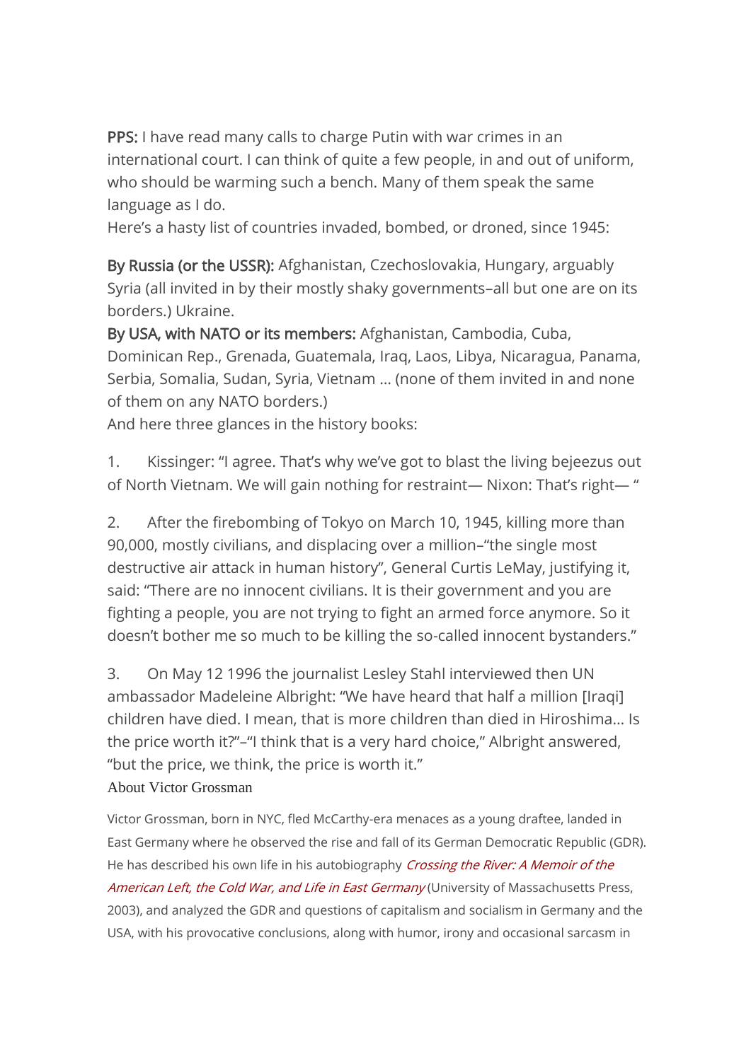**PPS:** I have read many calls to charge Putin with war crimes in an international court. I can think of quite a few people, in and out of uniform, who should be warming such a bench. Many of them speak the same language as I do.
Here's a hasty list of countries invaded, bombed, or droned, since 1945:

**By Russia (or the USSR):** Afghanistan, Czechoslovakia, Hungary, arguably Syria (all invited in by their mostly shaky governments–all but one are on its borders.) Ukraine.
**By USA, with NATO or its members:** Afghanistan, Cambodia, Cuba, Dominican Rep., Grenada, Guatemala, Iraq, Laos, Libya, Nicaragua, Panama, Serbia, Somalia, Sudan, Syria, Vietnam … (none of them invited in and none of them on any NATO borders.)
And here three glances in the history books:

1. Kissinger: "I agree. That's why we've got to blast the living bejeezus out of North Vietnam. We will gain nothing for restraint— Nixon: That's right— "

2. After the firebombing of Tokyo on March 10, 1945, killing more than 90,000, mostly civilians, and displacing over a million–"the single most destructive air attack in human history", General Curtis LeMay, justifying it, said: "There are no innocent civilians. It is their government and you are fighting a people, you are not trying to fight an armed force anymore. So it doesn't bother me so much to be killing the so-called innocent bystanders."

3. On May 12 1996 the journalist Lesley Stahl interviewed then UN ambassador Madeleine Albright: "We have heard that half a million [Iraqi] children have died. I mean, that is more children than died in Hiroshima… Is the price worth it?"–"I think that is a very hard choice," Albright answered, "but the price, we think, the price is worth it."

About Victor Grossman

Victor Grossman, born in NYC, fled McCarthy-era menaces as a young draftee, landed in East Germany where he observed the rise and fall of its German Democratic Republic (GDR). He has described his own life in his autobiography *Crossing the River: A Memoir of the American Left, the Cold War, and Life in East Germany* (University of Massachusetts Press, 2003), and analyzed the GDR and questions of capitalism and socialism in Germany and the USA, with his provocative conclusions, along with humor, irony and occasional sarcasm in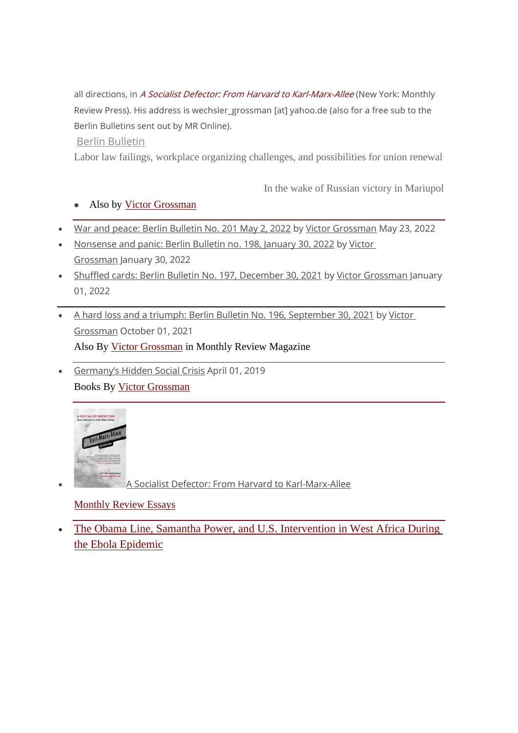all directions, in *A Socialist Defector: From Harvard to Karl-Marx-Allee* (New York: Monthly Review Press). His address is wechsler_grossman [at] yahoo.de (also for a free sub to the Berlin Bulletins sent out by MR Online).

Berlin Bulletin

Labor law failings, workplace organizing challenges, and possibilities for union renewal

In the wake of Russian victory in Mariupol

- Also by Victor Grossman

---

- War and peace: Berlin Bulletin No. 201 May 2, 2022 by Victor Grossman May 23, 2022
- Nonsense and panic: Berlin Bulletin no. 198, January 30, 2022 by Victor Grossman January 30, 2022
- Shuffled cards: Berlin Bulletin No. 197, December 30, 2021 by Victor Grossman January 01, 2022

---

- A hard loss and a triumph: Berlin Bulletin No. 196, September 30, 2021 by Victor Grossman October 01, 2021

Also By Victor Grossman in Monthly Review Magazine

---

- Germany's Hidden Social Crisis April 01, 2019

Books By Victor Grossman

---

- A Socialist Defector: From Harvard to Karl-Marx-Allee

Monthly Review Essays

---

- The Obama Line, Samantha Power, and U.S. Intervention in West Africa During the Ebola Epidemic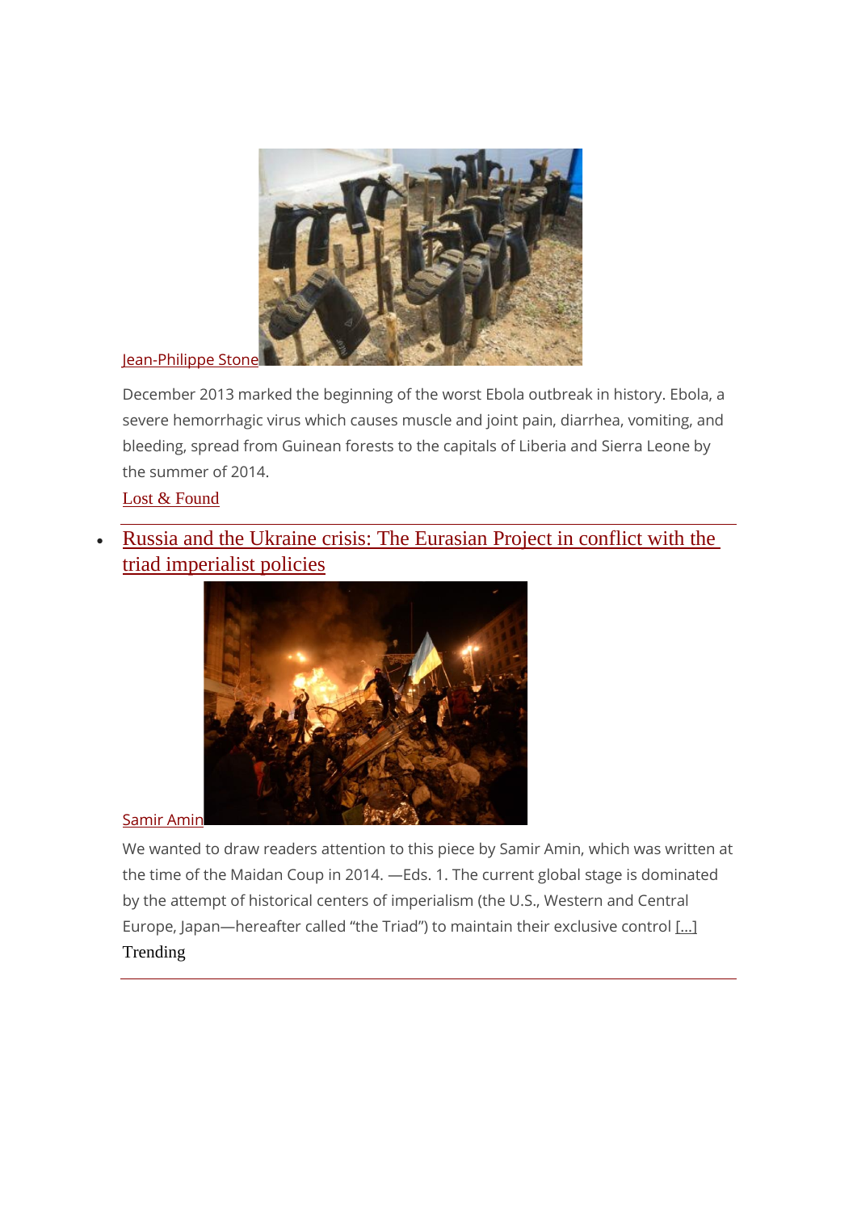Jean-Philippe Stone

December 2013 marked the beginning of the worst Ebola outbreak in history. Ebola, a severe hemorrhagic virus which causes muscle and joint pain, diarrhea, vomiting, and bleeding, spread from Guinean forests to the capitals of Liberia and Sierra Leone by the summer of 2014.

Lost & Found

---

- Russia and the Ukraine crisis: The Eurasian Project in conflict with the triad imperialist policies

Samir Amin

We wanted to draw readers attention to this piece by Samir Amin, which was written at the time of the Maidan Coup in 2014. —Eds. 1. The current global stage is dominated by the attempt of historical centers of imperialism (the U.S., Western and Central Europe, Japan—hereafter called "the Triad") to maintain their exclusive control [...]

Trending

---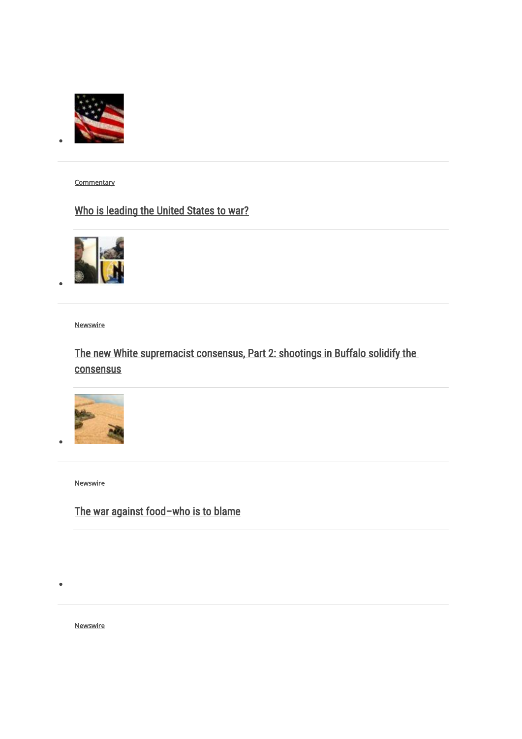- Commentary

  [Who is leading the United States to war?]

- Newswire

  [The new White supremacist consensus, Part 2: shootings in Buffalo solidify the consensus]

- Newswire

  [The war against food–who is to blame]

- Newswire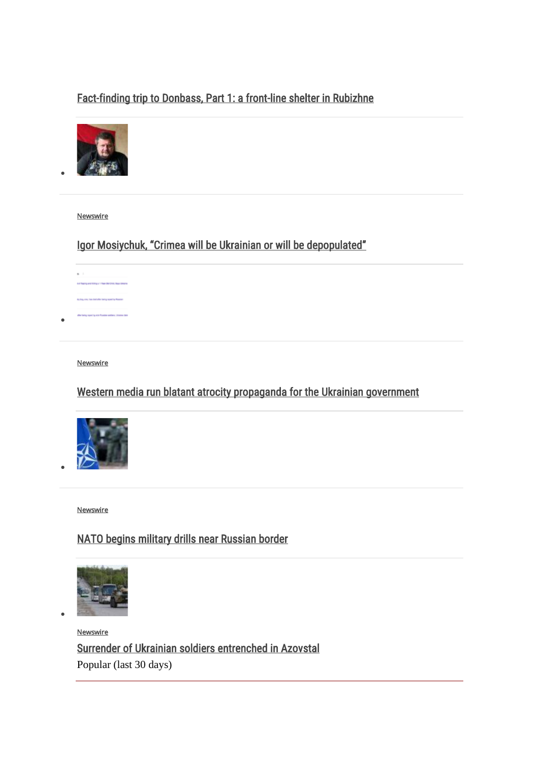[Fact-finding trip to Donbass, Part 1: a front-line shelter in Rubizhne]

- Newswire

  [Igor Mosiychuk, “Crimea will be Ukrainian or will be depopulated”]

- Newswire

  [Western media run blatant atrocity propaganda for the Ukrainian government]

- Newswire

  [NATO begins military drills near Russian border]

- Newswire

  [Surrender of Ukrainian soldiers entrenched in Azovstal]

Popular (last 30 days)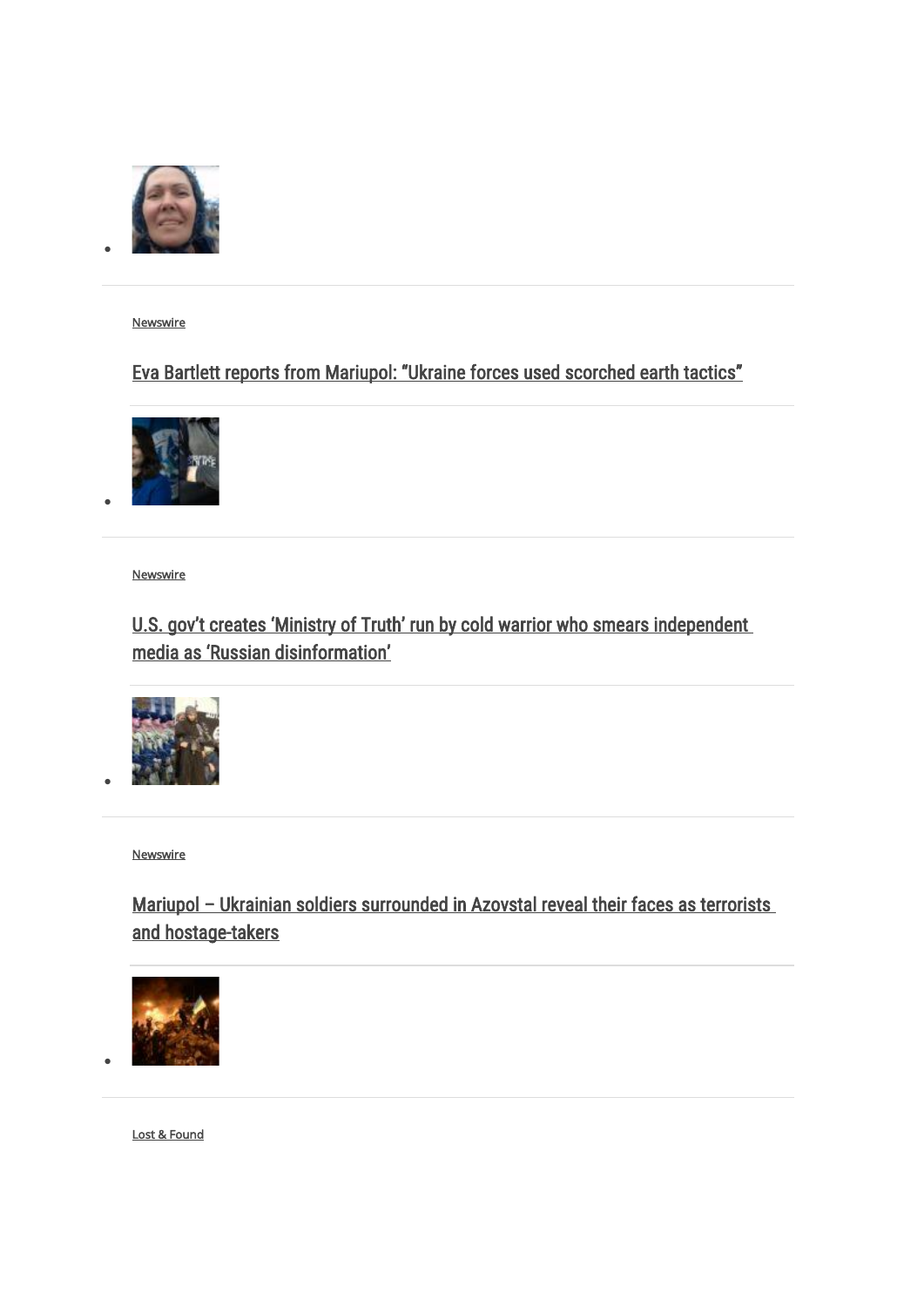Newswire

Eva Bartlett reports from Mariupol: “Ukraine forces used scorched earth tactics”

Newswire

U.S. gov’t creates ‘Ministry of Truth’ run by cold warrior who smears independent media as ‘Russian disinformation’

Newswire

Mariupol – Ukrainian soldiers surrounded in Azovstal reveal their faces as terrorists and hostage-takers

Lost & Found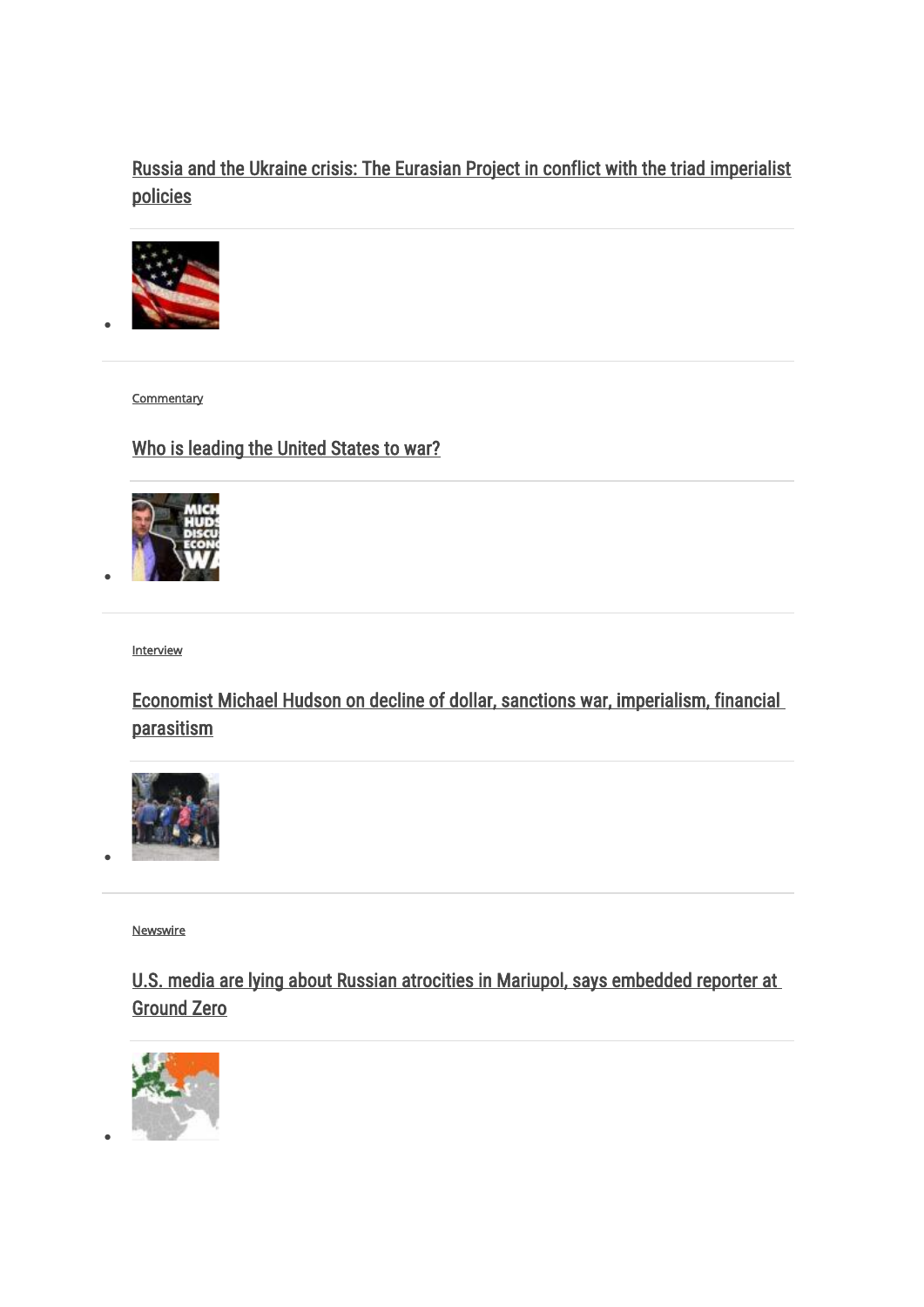[Russia and the Ukraine crisis: The Eurasian Project in conflict with the triad imperialist policies]

---

[Commentary]

[Who is leading the United States to war?]

---

[Interview]

[Economist Michael Hudson on decline of dollar, sanctions war, imperialism, financial parasitism]

---

[Newswire]

[U.S. media are lying about Russian atrocities in Mariupol, says embedded reporter at Ground Zero]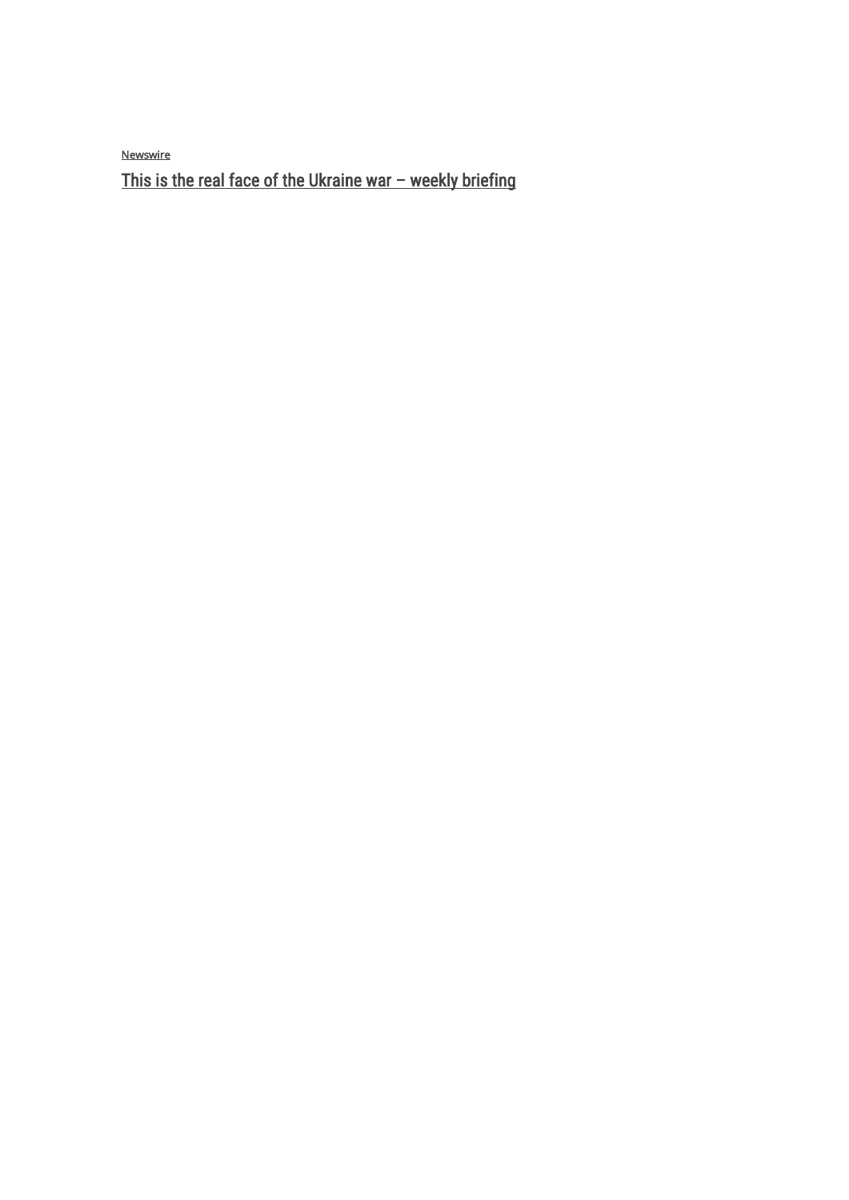Newswire

This is the real face of the Ukraine war – weekly briefing